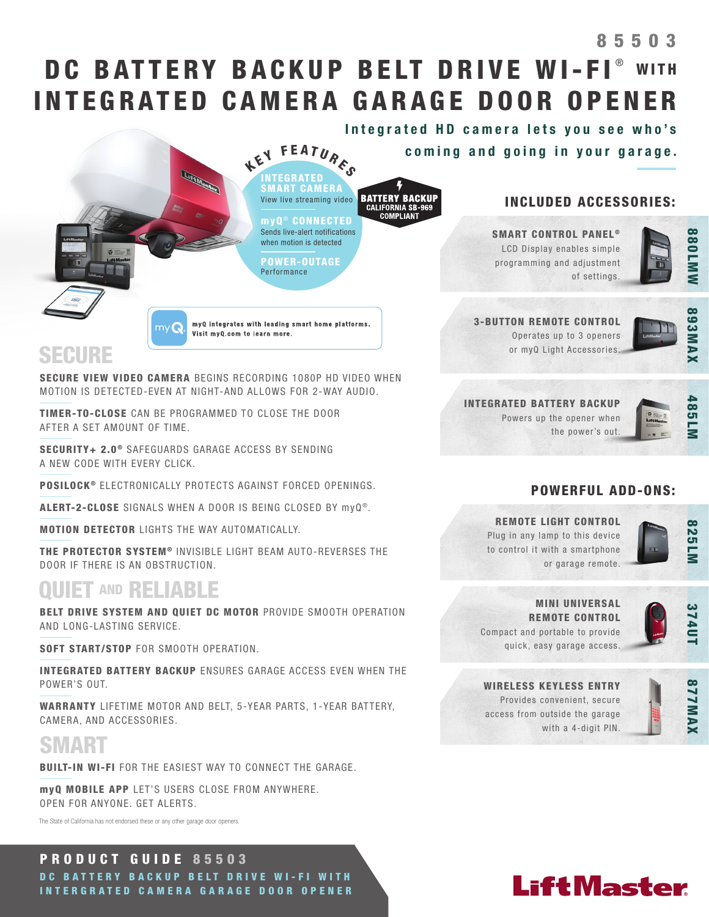85503

# DC BATTERY BACKUP BELT DRIVE WI-FI® WITH INTEGRATED CAMERA GARAGE DOOR OPENER

**Integrated HD camera lets you see who's coming and going in your garage.**

## KEY FEATURES

**INTEGRATED SMART CAMERA**
View live streaming video

**myQ® CONNECTED**
Sends live-alert notifications when motion is detected

**POWER-OUTAGE**
Performance

**BATTERY BACKUP**
CALIFORNIA SB-969 COMPLIANT

myQ integrates with leading smart home platforms. Visit myQ.com to learn more.

## SECURE

**SECURE VIEW VIDEO CAMERA** BEGINS RECORDING 1080P HD VIDEO WHEN MOTION IS DETECTED-EVEN AT NIGHT-AND ALLOWS FOR 2-WAY AUDIO.

**TIMER-TO-CLOSE** CAN BE PROGRAMMED TO CLOSE THE DOOR AFTER A SET AMOUNT OF TIME.

**SECURITY+ 2.0®** SAFEGUARDS GARAGE ACCESS BY SENDING A NEW CODE WITH EVERY CLICK.

**POSILOCK®** ELECTRONICALLY PROTECTS AGAINST FORCED OPENINGS.

**ALERT-2-CLOSE** SIGNALS WHEN A DOOR IS BEING CLOSED BY myQ®.

**MOTION DETECTOR** LIGHTS THE WAY AUTOMATICALLY.

**THE PROTECTOR SYSTEM®** INVISIBLE LIGHT BEAM AUTO-REVERSES THE DOOR IF THERE IS AN OBSTRUCTION.

## QUIET AND RELIABLE

**BELT DRIVE SYSTEM AND QUIET DC MOTOR** PROVIDE SMOOTH OPERATION AND LONG-LASTING SERVICE.

**SOFT START/STOP** FOR SMOOTH OPERATION.

**INTEGRATED BATTERY BACKUP** ENSURES GARAGE ACCESS EVEN WHEN THE POWER'S OUT.

**WARRANTY** LIFETIME MOTOR AND BELT, 5-YEAR PARTS, 1-YEAR BATTERY, CAMERA, AND ACCESSORIES.

## SMART

**BUILT-IN WI-FI** FOR THE EASIEST WAY TO CONNECT THE GARAGE.

**myQ MOBILE APP** LET'S USERS CLOSE FROM ANYWHERE. OPEN FOR ANYONE. GET ALERTS.

The State of California has not endorsed these or any other garage door openers.

## INCLUDED ACCESSORIES:

**SMART CONTROL PANEL®** — 880LMW
LCD Display enables simple programming and adjustment of settings.

**3-BUTTON REMOTE CONTROL** — 893MAX
Operates up to 3 openers or myQ Light Accessories.

**INTEGRATED BATTERY BACKUP** — 485LM
Powers up the opener when the power's out.

## POWERFUL ADD-ONS:

**REMOTE LIGHT CONTROL** — 825LM
Plug in any lamp to this device to control it with a smartphone or garage remote.

**MINI UNIVERSAL REMOTE CONTROL** — 374UT
Compact and portable to provide quick, easy garage access.

**WIRELESS KEYLESS ENTRY** — 877MAX
Provides convenient, secure access from outside the garage with a 4-digit PIN.

**PRODUCT GUIDE 85503**
DC BATTERY BACKUP BELT DRIVE WI-FI WITH INTERGRATED CAMERA GARAGE DOOR OPENER

LiftMaster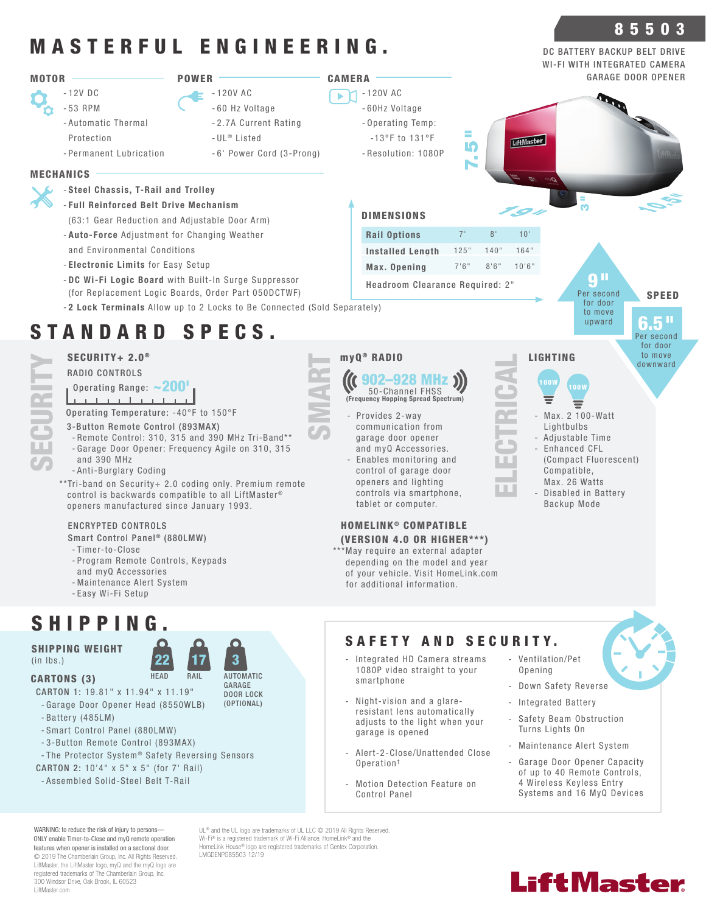# MASTERFUL ENGINEERING.

**85503**

DC BATTERY BACKUP BELT DRIVE
WI-FI WITH INTEGRATED CAMERA
GARAGE DOOR OPENER

## MOTOR

- 12V DC
- 53 RPM
- Automatic Thermal Protection
- Permanent Lubrication

## POWER

- 120V AC
- 60 Hz Voltage
- 2.7A Current Rating
- UL® Listed
- 6' Power Cord (3-Prong)

## CAMERA

- 120V AC
- 60Hz Voltage
- Operating Temp: -13°F to 131°F
- Resolution: 1080P

## MECHANICS

- **Steel Chassis, T-Rail and Trolley**
- **Full Reinforced Belt Drive Mechanism** (63:1 Gear Reduction and Adjustable Door Arm)
- **Auto-Force** Adjustment for Changing Weather and Environmental Conditions
- **Electronic Limits** for Easy Setup
- **DC Wi-Fi Logic Board** with Built-In Surge Suppressor (for Replacement Logic Boards, Order Part 050DCTWF)
- **2 Lock Terminals** Allow up to 2 Locks to Be Connected (Sold Separately)

7.5"
19"
3"
10.5"

## DIMENSIONS

| Rail Options | 7' | 8' | 10' |
|---|---|---|---|
| Installed Length | 125" | 140" | 164" |
| Max. Opening | 7'6" | 8'6" | 10'6" |

Headroom Clearance Required: 2"

## SPEED

9" Per second for door to move upward

6.5" Per second for door to move downward

# STANDARD SPECS.

## SECURITY

### SECURITY+ 2.0®

RADIO CONTROLS

Operating Range: ~200'

Operating Temperature: -40°F to 150°F

3-Button Remote Control (893MAX)

- Remote Control: 310, 315 and 390 MHz Tri-Band**
- Garage Door Opener: Frequency Agile on 310, 315 and 390 MHz
- Anti-Burglary Coding

**Tri-band on Security+ 2.0 coding only. Premium remote control is backwards compatible to all LiftMaster® openers manufactured since January 1993.

ENCRYPTED CONTROLS

Smart Control Panel® (880LMW)

- Timer-to-Close
- Program Remote Controls, Keypads and myQ Accessories
- Maintenance Alert System
- Easy Wi-Fi Setup

## SMART

### myQ® RADIO

902–928 MHz
50-Channel FHSS
(Frequency Hopping Spread Spectrum)

- Provides 2-way communication from garage door opener and myQ Accessories.
- Enables monitoring and control of garage door openers and lighting controls via smartphone, tablet or computer.

### HOMELINK® COMPATIBLE (VERSION 4.0 OR HIGHER***)

***May require an external adapter depending on the model and year of your vehicle. Visit HomeLink.com for additional information.

## ELECTRICAL

### LIGHTING

100W 100W

- Max. 2 100-Watt Lightbulbs
- Adjustable Time
- Enhanced CFL (Compact Fluorescent) Compatible, Max. 26 Watts
- Disabled in Battery Backup Mode

# SHIPPING.

**SHIPPING WEIGHT** (in lbs.)

22 HEAD | 17 RAIL | 3 AUTOMATIC GARAGE DOOR LOCK (OPTIONAL)

**CARTONS (3)**

CARTON 1: 19.81" x 11.94" x 11.19"

- Garage Door Opener Head (8550WLB)
- Battery (485LM)
- Smart Control Panel (880LMW)
- 3-Button Remote Control (893MAX)
- The Protector System® Safety Reversing Sensors

CARTON 2: 10'4" x 5" x 5" (for 7' Rail)

- Assembled Solid-Steel Belt T-Rail

# SAFETY AND SECURITY.

- Integrated HD Camera streams 1080P video straight to your smartphone
- Night-vision and a glare-resistant lens automatically adjusts to the light when your garage is opened
- Alert-2-Close/Unattended Close Operation†
- Motion Detection Feature on Control Panel
- Ventilation/Pet Opening
- Down Safety Reverse
- Integrated Battery
- Safety Beam Obstruction Turns Lights On
- Maintenance Alert System
- Garage Door Opener Capacity of up to 40 Remote Controls, 4 Wireless Keyless Entry Systems and 16 MyQ Devices

WARNING: to reduce the risk of injury to persons—ONLY enable Timer-to-Close and myQ remote operation features when opener is installed on a sectional door.
© 2019 The Chamberlain Group, Inc. All Rights Reserved. LiftMaster, the LiftMaster logo, myQ and the myQ logo are registered trademarks of The Chamberlain Group, Inc.
300 Windsor Drive, Oak Brook, IL 60523
LiftMaster.com

UL® and the UL logo are trademarks of UL LLC © 2019 All Rights Reserved. Wi-Fi® is a registered trademark of Wi-Fi Alliance. HomeLink® and the HomeLink House® logo are registered trademarks of Gentex Corporation.
LMGDENPG85503 12/19

LiftMaster